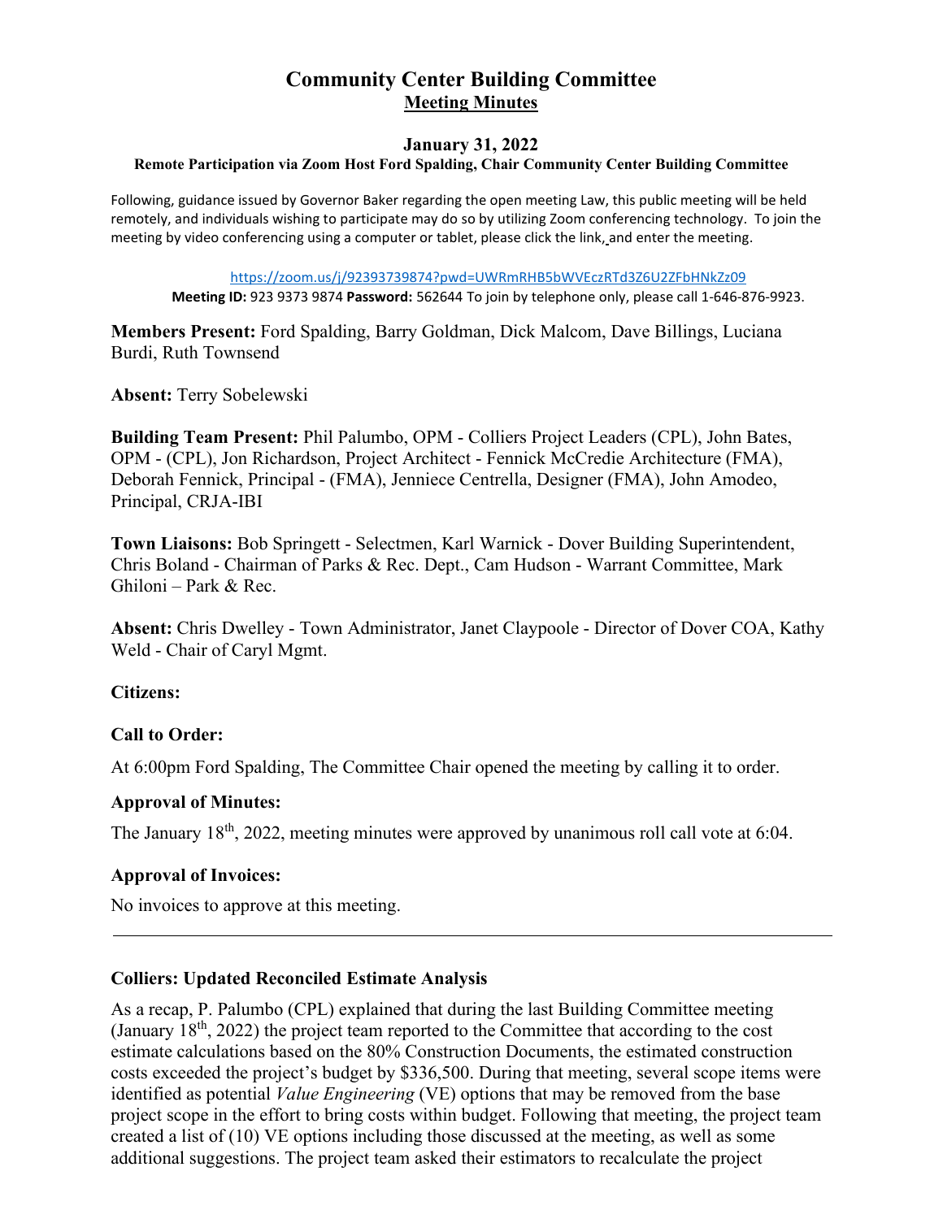# Community Center Building Committee

## Meeting Minutes

### January 31, 2022

**Remote Participation via Zoom Host Ford Spalding, Chair Community Center Building Committee**

Following, guidance issued by Governor Baker regarding the open meeting Law, this public meeting will be held remotely, and individuals wishing to participate may do so by utilizing Zoom conferencing technology. To join the meeting by video conferencing using a computer or tablet, please click the link, and enter the meeting.

https://zoom.us/j/92393739874?pwd=UWRmRHB5bWVEczRTd3Z6U2ZFbHNkZz09

**Meeting ID:** 923 9373 9874 **Password:** 562644 To join by telephone only, please call 1-646-876-9923.

**Members Present:** Ford Spalding, Barry Goldman, Dick Malcom, Dave Billings, Luciana Burdi, Ruth Townsend

**Absent:** Terry Sobelewski

**Building Team Present:** Phil Palumbo, OPM - Colliers Project Leaders (CPL), John Bates, OPM - (CPL), Jon Richardson, Project Architect - Fennick McCredie Architecture (FMA), Deborah Fennick, Principal - (FMA), Jenniece Centrella, Designer (FMA), John Amodeo, Principal, CRJA-IBI

**Town Liaisons:** Bob Springett - Selectmen, Karl Warnick - Dover Building Superintendent, Chris Boland - Chairman of Parks & Rec. Dept., Cam Hudson - Warrant Committee, Mark Ghiloni – Park & Rec.

**Absent:** Chris Dwelley - Town Administrator, Janet Claypoole - Director of Dover COA, Kathy Weld - Chair of Caryl Mgmt.

**Citizens:**

**Call to Order:**

At 6:00pm Ford Spalding, The Committee Chair opened the meeting by calling it to order.

**Approval of Minutes:**

The January 18th, 2022, meeting minutes were approved by unanimous roll call vote at 6:04.

**Approval of Invoices:**

No invoices to approve at this meeting.

---

**Colliers: Updated Reconciled Estimate Analysis**

As a recap, P. Palumbo (CPL) explained that during the last Building Committee meeting (January 18th, 2022) the project team reported to the Committee that according to the cost estimate calculations based on the 80% Construction Documents, the estimated construction costs exceeded the project's budget by $336,500. During that meeting, several scope items were identified as potential *Value Engineering* (VE) options that may be removed from the base project scope in the effort to bring costs within budget. Following that meeting, the project team created a list of (10) VE options including those discussed at the meeting, as well as some additional suggestions. The project team asked their estimators to recalculate the project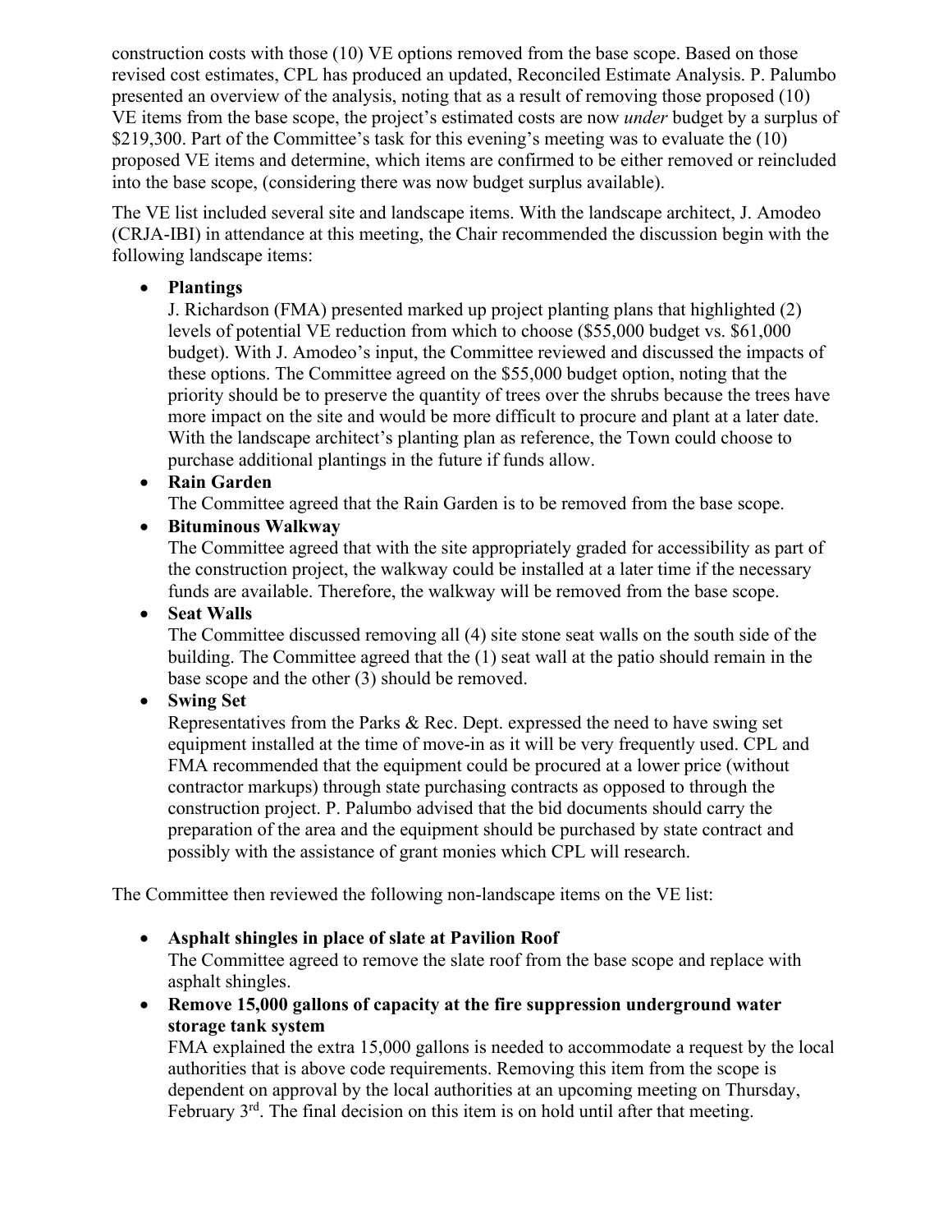construction costs with those (10) VE options removed from the base scope. Based on those revised cost estimates, CPL has produced an updated, Reconciled Estimate Analysis. P. Palumbo presented an overview of the analysis, noting that as a result of removing those proposed (10) VE items from the base scope, the project's estimated costs are now *under* budget by a surplus of $219,300. Part of the Committee's task for this evening's meeting was to evaluate the (10) proposed VE items and determine, which items are confirmed to be either removed or reincluded into the base scope, (considering there was now budget surplus available).

The VE list included several site and landscape items. With the landscape architect, J. Amodeo (CRJA-IBI) in attendance at this meeting, the Chair recommended the discussion begin with the following landscape items:

- **Plantings**
  J. Richardson (FMA) presented marked up project planting plans that highlighted (2) levels of potential VE reduction from which to choose ($55,000 budget vs. $61,000 budget). With J. Amodeo's input, the Committee reviewed and discussed the impacts of these options. The Committee agreed on the $55,000 budget option, noting that the priority should be to preserve the quantity of trees over the shrubs because the trees have more impact on the site and would be more difficult to procure and plant at a later date. With the landscape architect's planting plan as reference, the Town could choose to purchase additional plantings in the future if funds allow.
- **Rain Garden**
  The Committee agreed that the Rain Garden is to be removed from the base scope.
- **Bituminous Walkway**
  The Committee agreed that with the site appropriately graded for accessibility as part of the construction project, the walkway could be installed at a later time if the necessary funds are available. Therefore, the walkway will be removed from the base scope.
- **Seat Walls**
  The Committee discussed removing all (4) site stone seat walls on the south side of the building. The Committee agreed that the (1) seat wall at the patio should remain in the base scope and the other (3) should be removed.
- **Swing Set**
  Representatives from the Parks & Rec. Dept. expressed the need to have swing set equipment installed at the time of move-in as it will be very frequently used. CPL and FMA recommended that the equipment could be procured at a lower price (without contractor markups) through state purchasing contracts as opposed to through the construction project. P. Palumbo advised that the bid documents should carry the preparation of the area and the equipment should be purchased by state contract and possibly with the assistance of grant monies which CPL will research.

The Committee then reviewed the following non-landscape items on the VE list:

- **Asphalt shingles in place of slate at Pavilion Roof**
  The Committee agreed to remove the slate roof from the base scope and replace with asphalt shingles.
- **Remove 15,000 gallons of capacity at the fire suppression underground water storage tank system**
  FMA explained the extra 15,000 gallons is needed to accommodate a request by the local authorities that is above code requirements. Removing this item from the scope is dependent on approval by the local authorities at an upcoming meeting on Thursday, February 3rd. The final decision on this item is on hold until after that meeting.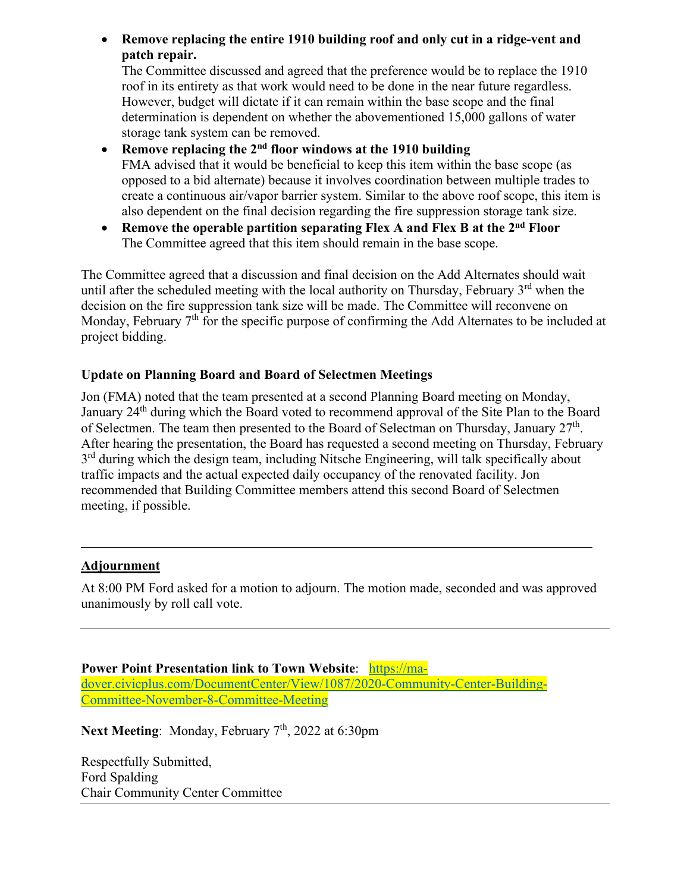- **Remove replacing the entire 1910 building roof and only cut in a ridge-vent and patch repair.**
  The Committee discussed and agreed that the preference would be to replace the 1910 roof in its entirety as that work would need to be done in the near future regardless. However, budget will dictate if it can remain within the base scope and the final determination is dependent on whether the abovementioned 15,000 gallons of water storage tank system can be removed.
- **Remove replacing the 2nd floor windows at the 1910 building**
  FMA advised that it would be beneficial to keep this item within the base scope (as opposed to a bid alternate) because it involves coordination between multiple trades to create a continuous air/vapor barrier system. Similar to the above roof scope, this item is also dependent on the final decision regarding the fire suppression storage tank size.
- **Remove the operable partition separating Flex A and Flex B at the 2nd Floor**
  The Committee agreed that this item should remain in the base scope.

The Committee agreed that a discussion and final decision on the Add Alternates should wait until after the scheduled meeting with the local authority on Thursday, February 3rd when the decision on the fire suppression tank size will be made. The Committee will reconvene on Monday, February 7th for the specific purpose of confirming the Add Alternates to be included at project bidding.

**Update on Planning Board and Board of Selectmen Meetings**

Jon (FMA) noted that the team presented at a second Planning Board meeting on Monday, January 24th during which the Board voted to recommend approval of the Site Plan to the Board of Selectmen. The team then presented to the Board of Selectman on Thursday, January 27th. After hearing the presentation, the Board has requested a second meeting on Thursday, February 3rd during which the design team, including Nitsche Engineering, will talk specifically about traffic impacts and the actual expected daily occupancy of the renovated facility. Jon recommended that Building Committee members attend this second Board of Selectmen meeting, if possible.

---

## Adjournment

At 8:00 PM Ford asked for a motion to adjourn. The motion made, seconded and was approved unanimously by roll call vote.

---

**Power Point Presentation link to Town Website**: https://ma-dover.civicplus.com/DocumentCenter/View/1087/2020-Community-Center-Building-Committee-November-8-Committee-Meeting

**Next Meeting**: Monday, February 7th, 2022 at 6:30pm

Respectfully Submitted,
Ford Spalding
Chair Community Center Committee